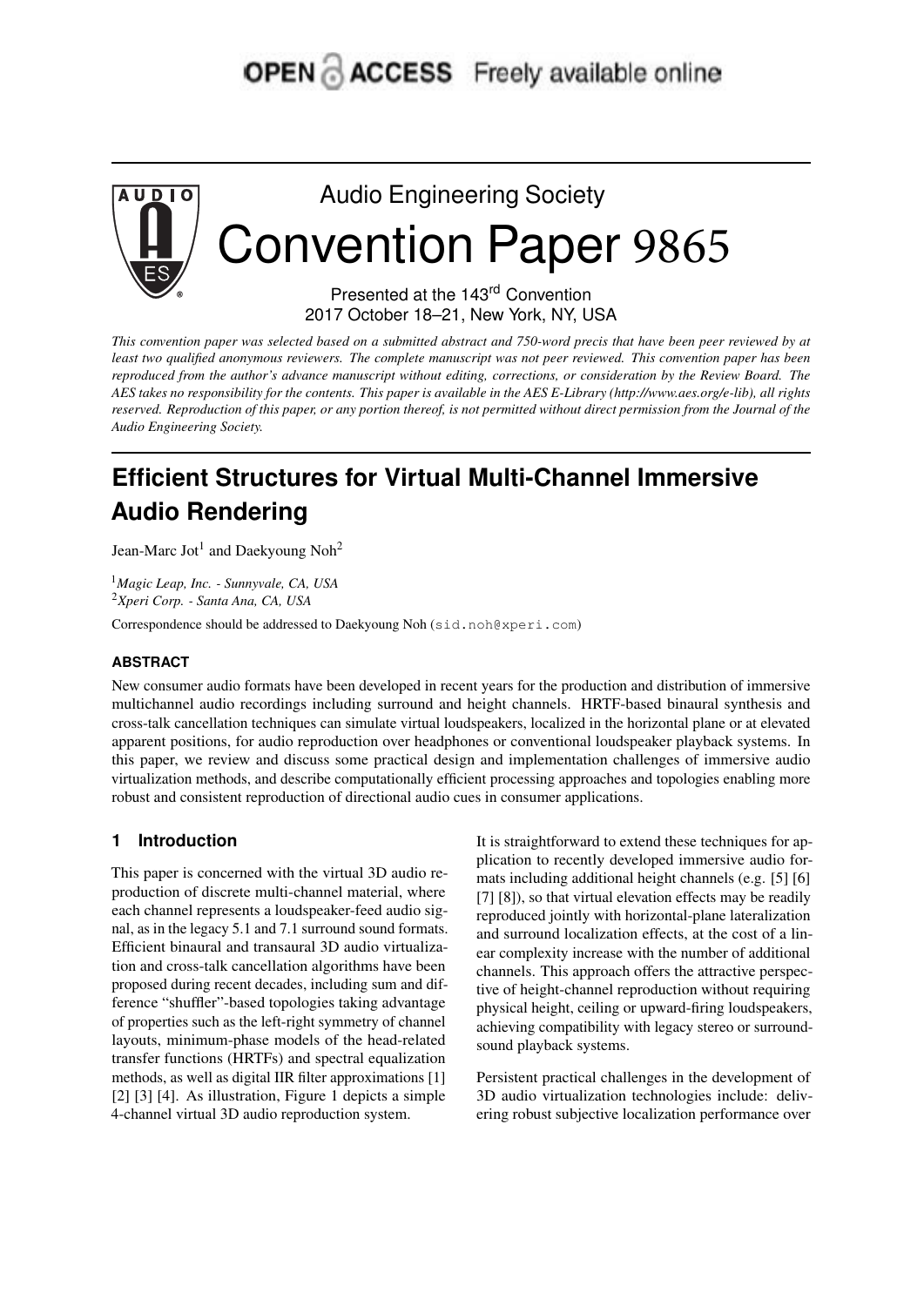OPEN ACCESS Freely available online

Audio Engineering Society

# Convention Paper 9865

Presented at the 143[rd] Convention
2017 October 18–21, New York, NY, USA

*This convention paper was selected based on a submitted abstract and 750-word precis that have been peer reviewed by at least two qualified anonymous reviewers. The complete manuscript was not peer reviewed. This convention paper has been reproduced from the author's advance manuscript without editing, corrections, or consideration by the Review Board. The AES takes no responsibility for the contents. This paper is available in the AES E-Library (http://www.aes.org/e-lib), all rights reserved. Reproduction of this paper, or any portion thereof, is not permitted without direct permission from the Journal of the Audio Engineering Society.*

# Efficient Structures for Virtual Multi-Channel Immersive Audio Rendering

Jean-Marc Jot[1] and Daekyoung Noh[2]

[1]*Magic Leap, Inc. - Sunnyvale, CA, USA*
[2]*Xperi Corp. - Santa Ana, CA, USA*

Correspondence should be addressed to Daekyoung Noh (sid.noh@xperi.com)

### ABSTRACT

New consumer audio formats have been developed in recent years for the production and distribution of immersive multichannel audio recordings including surround and height channels. HRTF-based binaural synthesis and cross-talk cancellation techniques can simulate virtual loudspeakers, localized in the horizontal plane or at elevated apparent positions, for audio reproduction over headphones or conventional loudspeaker playback systems. In this paper, we review and discuss some practical design and implementation challenges of immersive audio virtualization methods, and describe computationally efficient processing approaches and topologies enabling more robust and consistent reproduction of directional audio cues in consumer applications.

## 1 Introduction

This paper is concerned with the virtual 3D audio reproduction of discrete multi-channel material, where each channel represents a loudspeaker-feed audio signal, as in the legacy 5.1 and 7.1 surround sound formats. Efficient binaural and transaural 3D audio virtualization and cross-talk cancellation algorithms have been proposed during recent decades, including sum and difference "shuffler"-based topologies taking advantage of properties such as the left-right symmetry of channel layouts, minimum-phase models of the head-related transfer functions (HRTFs) and spectral equalization methods, as well as digital IIR filter approximations [1] [2] [3] [4]. As illustration, Figure 1 depicts a simple 4-channel virtual 3D audio reproduction system.

It is straightforward to extend these techniques for application to recently developed immersive audio formats including additional height channels (e.g. [5] [6] [7] [8]), so that virtual elevation effects may be readily reproduced jointly with horizontal-plane lateralization and surround localization effects, at the cost of a linear complexity increase with the number of additional channels. This approach offers the attractive perspective of height-channel reproduction without requiring physical height, ceiling or upward-firing loudspeakers, achieving compatibility with legacy stereo or surround-sound playback systems.

Persistent practical challenges in the development of 3D audio virtualization technologies include: delivering robust subjective localization performance over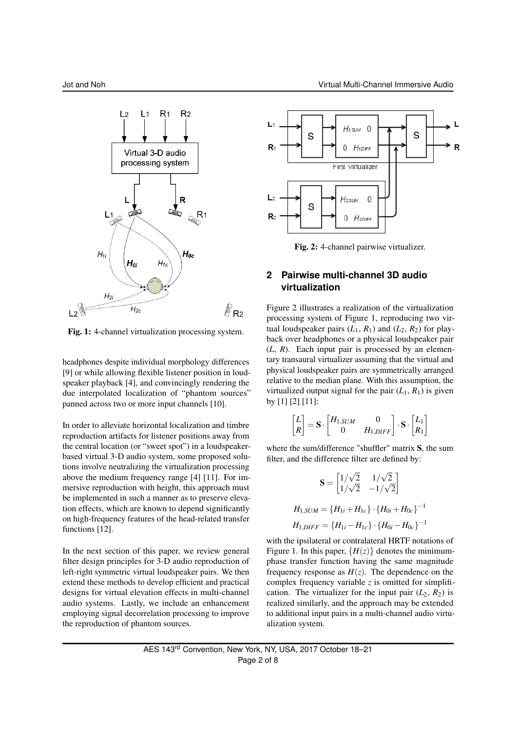Fig. 1: 4-channel virtualization processing system.

headphones despite individual morphology differences [9] or while allowing flexible listener position in loudspeaker playback [4], and convincingly rendering the due interpolated localization of "phantom sources" panned across two or more input channels [10].

In order to alleviate horizontal localization and timbre reproduction artifacts for listener positions away from the central location (or "sweet spot") in a loudspeaker-based virtual 3-D audio system, some proposed solutions involve neutralizing the virtualization processing above the medium frequency range [4] [11]. For immersive reproduction with height, this approach must be implemented in such a manner as to preserve elevation effects, which are known to depend significantly on high-frequency features of the head-related transfer functions [12].

In the next section of this paper, we review general filter design principles for 3-D audio reproduction of left-right symmetric virtual loudspeaker pairs. We then extend these methods to develop efficient and practical designs for virtual elevation effects in multi-channel audio systems. Lastly, we include an enhancement employing signal decorrelation processing to improve the reproduction of phantom sources.

Fig. 2: 4-channel pairwise virtualizer.

## 2 Pairwise multi-channel 3D audio virtualization

Figure 2 illustrates a realization of the virtualization processing system of Figure 1, reproducing two virtual loudspeaker pairs ($L_1$, $R_1$) and ($L_2$, $R_2$) for playback over headphones or a physical loudspeaker pair ($L$, $R$). Each input pair is processed by an elementary transaural virtualizer assuming that the virtual and physical loudspeaker pairs are symmetrically arranged relative to the median plane. With this assumption, the virtualized output signal for the pair ($L_1$, $R_1$) is given by [1] [2] [11]:

$$\begin{bmatrix} L \\ R \end{bmatrix} = \mathbf{S} \cdot \begin{bmatrix} H_{1,SUM} & 0 \\ 0 & H_{1,DIFF} \end{bmatrix} \cdot \mathbf{S} \cdot \begin{bmatrix} L_1 \\ R_1 \end{bmatrix}$$

where the sum/difference "shuffler" matrix $\mathbf{S}$, the sum filter, and the difference filter are defined by:

$$\mathbf{S} = \begin{bmatrix} 1/\sqrt{2} & 1/\sqrt{2} \\ 1/\sqrt{2} & -1/\sqrt{2} \end{bmatrix}$$

$$H_{1,SUM} = \{H_{1i} + H_{1c}\} \cdot \{H_{0i} + H_{0c}\}^{-1}$$

$$H_{1,DIFF} = \{H_{1i} - H_{1c}\} \cdot \{H_{0i} - H_{0c}\}^{-1}$$

with the ipsilateral or contralateral HRTF notations of Figure 1. In this paper, $\{H(z)\}$ denotes the minimum-phase transfer function having the same magnitude frequency response as $H(z)$. The dependence on the complex frequency variable $z$ is omitted for simplification. The virtualizer for the input pair ($L_2$, $R_2$) is realized similarly, and the approach may be extended to additional input pairs in a multi-channel audio virtualization system.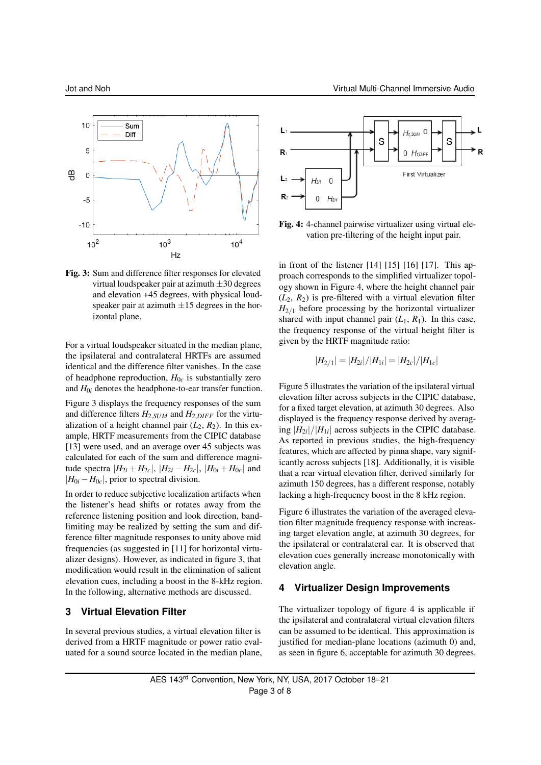**Fig. 3:** Sum and difference filter responses for elevated virtual loudspeaker pair at azimuth ±30 degrees and elevation +45 degrees, with physical loudspeaker pair at azimuth ±15 degrees in the horizontal plane.

For a virtual loudspeaker situated in the median plane, the ipsilateral and contralateral HRTFs are assumed identical and the difference filter vanishes. In the case of headphone reproduction, $H_{0c}$ is substantially zero and $H_{0i}$ denotes the headphone-to-ear transfer function.

Figure 3 displays the frequency responses of the sum and difference filters $H_{2,SUM}$ and $H_{2,DIFF}$ for the virtualization of a height channel pair ($L_2$, $R_2$). In this example, HRTF measurements from the CIPIC database [13] were used, and an average over 45 subjects was calculated for each of the sum and difference magnitude spectra $|H_{2i}+H_{2c}|$, $|H_{2i}-H_{2c}|$, $|H_{0i}+H_{0c}|$ and $|H_{0i}-H_{0c}|$, prior to spectral division.

In order to reduce subjective localization artifacts when the listener's head shifts or rotates away from the reference listening position and look direction, band-limiting may be realized by setting the sum and difference filter magnitude responses to unity above mid frequencies (as suggested in [11] for horizontal virtualizer designs). However, as indicated in figure 3, that modification would result in the elimination of salient elevation cues, including a boost in the 8-kHz region. In the following, alternative methods are discussed.

## 3 Virtual Elevation Filter

In several previous studies, a virtual elevation filter is derived from a HRTF magnitude or power ratio evaluated for a sound source located in the median plane, in front of the listener [14] [15] [16] [17]. This approach corresponds to the simplified virtualizer topology shown in Figure 4, where the height channel pair ($L_2$, $R_2$) is pre-filtered with a virtual elevation filter $H_{2/1}$ before processing by the horizontal virtualizer shared with input channel pair ($L_1$, $R_1$). In this case, the frequency response of the virtual height filter is given by the HRTF magnitude ratio:

$$|H_{2/1}| = |H_{2i}|/|H_{1i}| = |H_{2c}|/|H_{1c}|$$

**Fig. 4:** 4-channel pairwise virtualizer using virtual elevation pre-filtering of the height input pair.

Figure 5 illustrates the variation of the ipsilateral virtual elevation filter across subjects in the CIPIC database, for a fixed target elevation, at azimuth 30 degrees. Also displayed is the frequency response derived by averaging $|H_{2i}|/|H_{1i}|$ across subjects in the CIPIC database. As reported in previous studies, the high-frequency features, which are affected by pinna shape, vary significantly across subjects [18]. Additionally, it is visible that a rear virtual elevation filter, derived similarly for azimuth 150 degrees, has a different response, notably lacking a high-frequency boost in the 8 kHz region.

Figure 6 illustrates the variation of the averaged elevation filter magnitude frequency response with increasing target elevation angle, at azimuth 30 degrees, for the ipsilateral or contralateral ear. It is observed that elevation cues generally increase monotonically with elevation angle.

## 4 Virtualizer Design Improvements

The virtualizer topology of figure 4 is applicable if the ipsilateral and contralateral virtual elevation filters can be assumed to be identical. This approximation is justified for median-plane locations (azimuth 0) and, as seen in figure 6, acceptable for azimuth 30 degrees.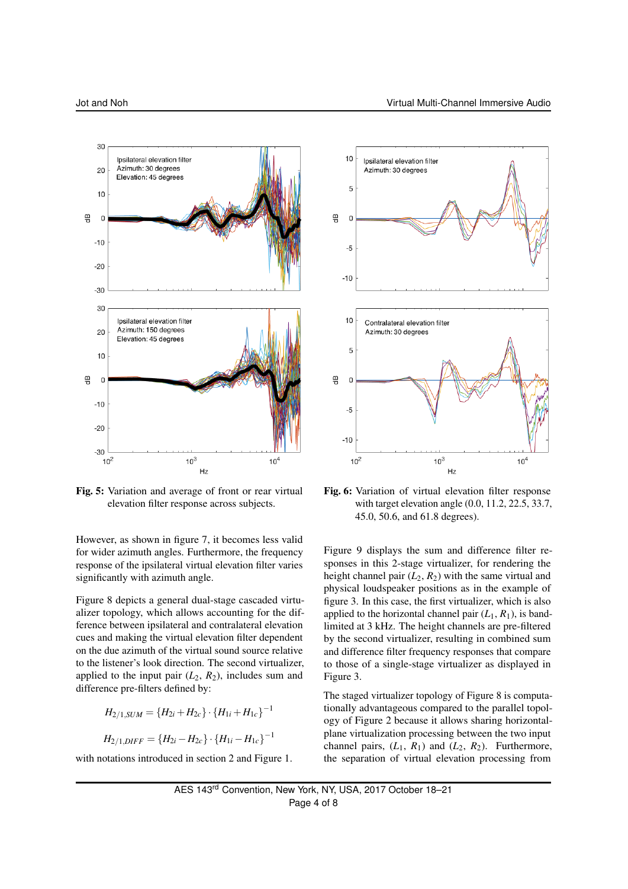**Fig. 5:** Variation and average of front or rear virtual elevation filter response across subjects.

**Fig. 6:** Variation of virtual elevation filter response with target elevation angle (0.0, 11.2, 22.5, 33.7, 45.0, 50.6, and 61.8 degrees).

However, as shown in figure 7, it becomes less valid for wider azimuth angles. Furthermore, the frequency response of the ipsilateral virtual elevation filter varies significantly with azimuth angle.

Figure 8 depicts a general dual-stage cascaded virtualizer topology, which allows accounting for the difference between ipsilateral and contralateral elevation cues and making the virtual elevation filter dependent on the due azimuth of the virtual sound source relative to the listener's look direction. The second virtualizer, applied to the input pair ($L_2$, $R_2$), includes sum and difference pre-filters defined by:

$$H_{2/1,SUM} = \{H_{2i} + H_{2c}\} \cdot \{H_{1i} + H_{1c}\}^{-1}$$

$$H_{2/1,DIFF} = \{H_{2i} - H_{2c}\} \cdot \{H_{1i} - H_{1c}\}^{-1}$$

with notations introduced in section 2 and Figure 1.

Figure 9 displays the sum and difference filter responses in this 2-stage virtualizer, for rendering the height channel pair ($L_2$, $R_2$) with the same virtual and physical loudspeaker positions as in the example of figure 3. In this case, the first virtualizer, which is also applied to the horizontal channel pair ($L_1$, $R_1$), is band-limited at 3 kHz. The height channels are pre-filtered by the second virtualizer, resulting in combined sum and difference filter frequency responses that compare to those of a single-stage virtualizer as displayed in Figure 3.

The staged virtualizer topology of Figure 8 is computationally advantageous compared to the parallel topology of Figure 2 because it allows sharing horizontal-plane virtualization processing between the two input channel pairs, ($L_1$, $R_1$) and ($L_2$, $R_2$). Furthermore, the separation of virtual elevation processing from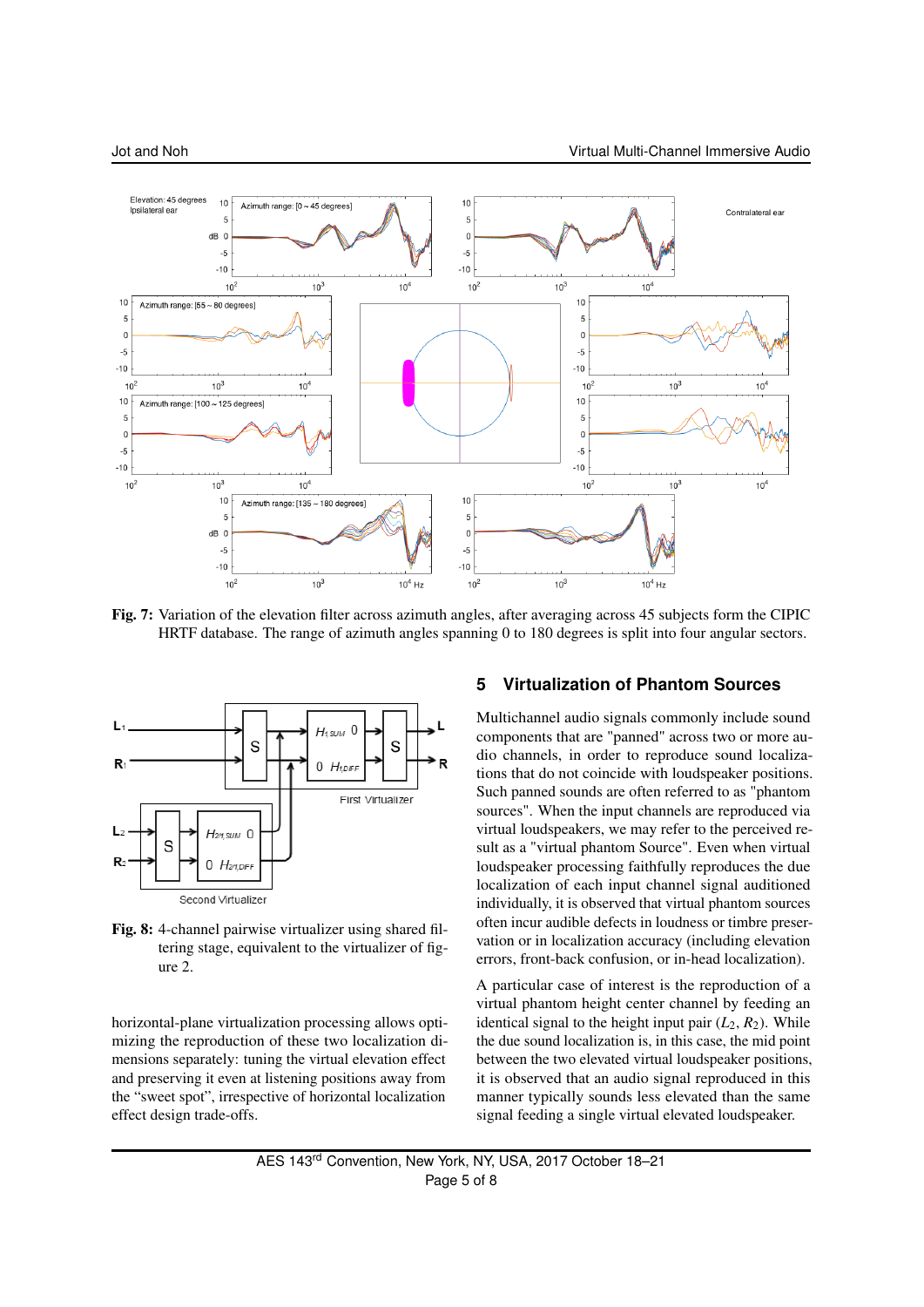Fig. 7: Variation of the elevation filter across azimuth angles, after averaging across 45 subjects form the CIPIC HRTF database. The range of azimuth angles spanning 0 to 180 degrees is split into four angular sectors.

Fig. 8: 4-channel pairwise virtualizer using shared filtering stage, equivalent to the virtualizer of figure 2.

horizontal-plane virtualization processing allows optimizing the reproduction of these two localization dimensions separately: tuning the virtual elevation effect and preserving it even at listening positions away from the "sweet spot", irrespective of horizontal localization effect design trade-offs.

## 5 Virtualization of Phantom Sources

Multichannel audio signals commonly include sound components that are "panned" across two or more audio channels, in order to reproduce sound localizations that do not coincide with loudspeaker positions. Such panned sounds are often referred to as "phantom sources". When the input channels are reproduced via virtual loudspeakers, we may refer to the perceived result as a "virtual phantom Source". Even when virtual loudspeaker processing faithfully reproduces the due localization of each input channel signal auditioned individually, it is observed that virtual phantom sources often incur audible defects in loudness or timbre preservation or in localization accuracy (including elevation errors, front-back confusion, or in-head localization).

A particular case of interest is the reproduction of a virtual phantom height center channel by feeding an identical signal to the height input pair ($L_2$, $R_2$). While the due sound localization is, in this case, the mid point between the two elevated virtual loudspeaker positions, it is observed that an audio signal reproduced in this manner typically sounds less elevated than the same signal feeding a single virtual elevated loudspeaker.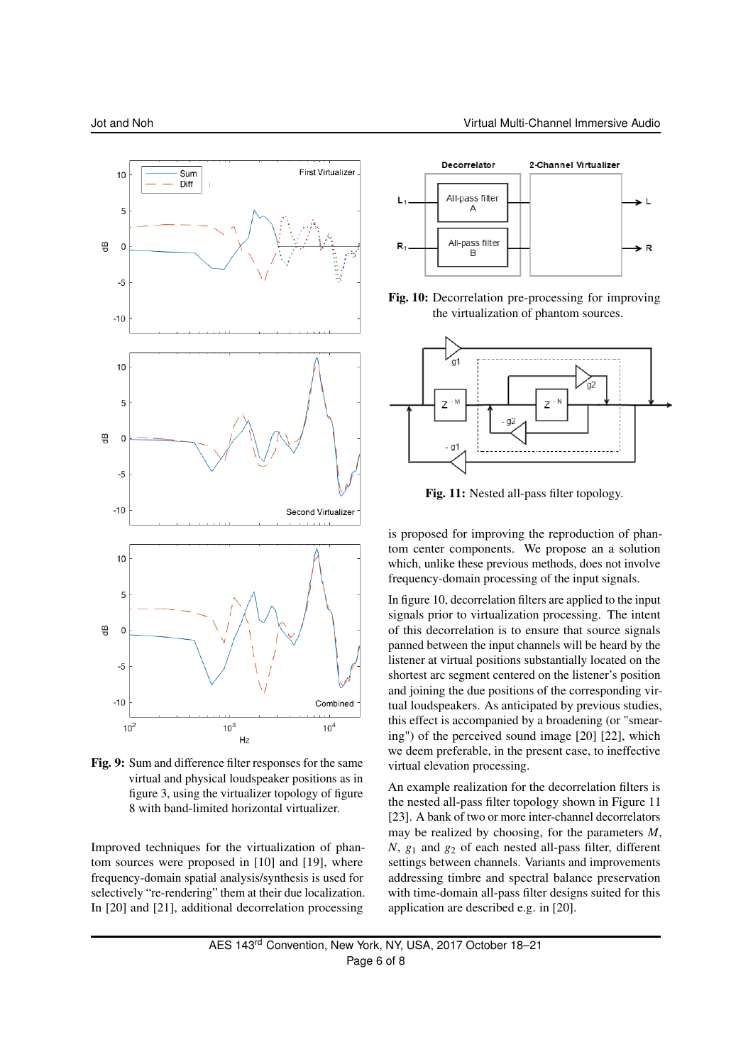**Fig. 9:** Sum and difference filter responses for the same virtual and physical loudspeaker positions as in figure 3, using the virtualizer topology of figure 8 with band-limited horizontal virtualizer.

Improved techniques for the virtualization of phantom sources were proposed in [10] and [19], where frequency-domain spatial analysis/synthesis is used for selectively "re-rendering" them at their due localization. In [20] and [21], additional decorrelation processing is proposed for improving the reproduction of phantom center components. We propose as a solution which, unlike these previous methods, does not involve frequency-domain processing of the input signals.

**Fig. 10:** Decorrelation pre-processing for improving the virtualization of phantom sources.

**Fig. 11:** Nested all-pass filter topology.

In figure 10, decorrelation filters are applied to the input signals prior to virtualization processing. The intent of this decorrelation is to ensure that source signals panned between the input channels will be heard by the listener at virtual positions substantially located on the shortest arc segment centered on the listener's position and joining the due positions of the corresponding virtual loudspeakers. As anticipated by previous studies, this effect is accompanied by a broadening (or "smearing") of the perceived sound image [20] [22], which we deem preferable, in the present case, to ineffective virtual elevation processing.

An example realization for the decorrelation filters is the nested all-pass filter topology shown in Figure 11 [23]. A bank of two or more inter-channel decorrelators may be realized by choosing, for the parameters $M$, $N$, $g_1$ and $g_2$ of each nested all-pass filter, different settings between channels. Variants and improvements addressing timbre and spectral balance preservation with time-domain all-pass filter designs suited for this application are described e.g. in [20].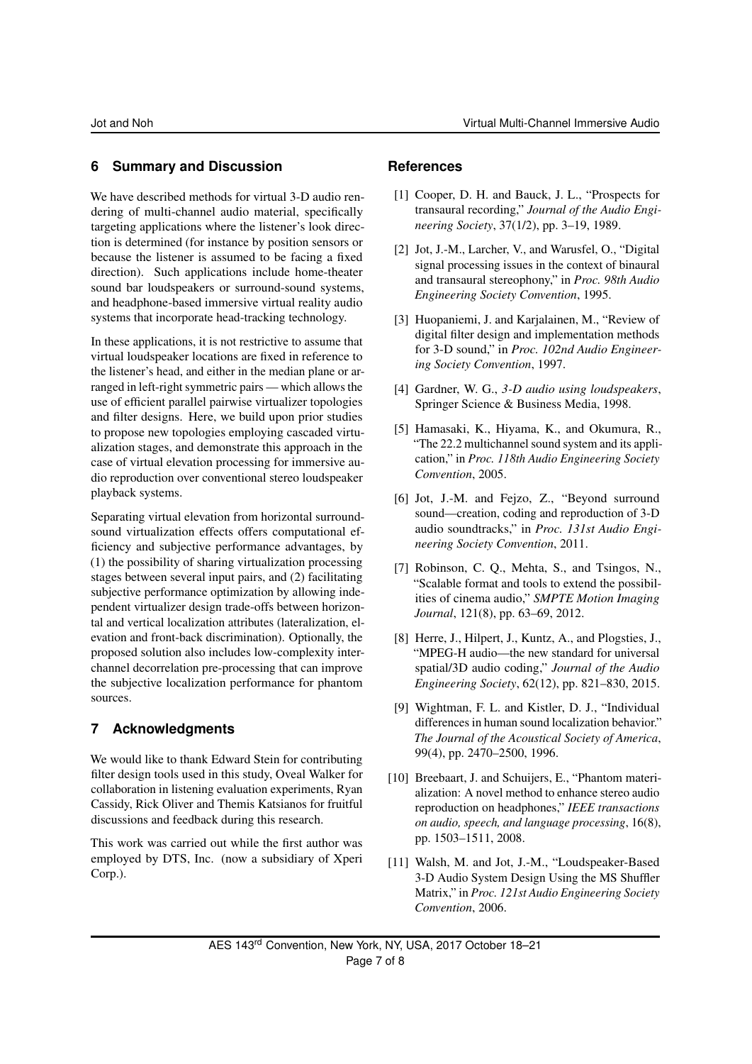## 6 Summary and Discussion

We have described methods for virtual 3-D audio rendering of multi-channel audio material, specifically targeting applications where the listener's look direction is determined (for instance by position sensors or because the listener is assumed to be facing a fixed direction). Such applications include home-theater sound bar loudspeakers or surround-sound systems, and headphone-based immersive virtual reality audio systems that incorporate head-tracking technology.

In these applications, it is not restrictive to assume that virtual loudspeaker locations are fixed in reference to the listener's head, and either in the median plane or arranged in left-right symmetric pairs — which allows the use of efficient parallel pairwise virtualizer topologies and filter designs. Here, we build upon prior studies to propose new topologies employing cascaded virtualization stages, and demonstrate this approach in the case of virtual elevation processing for immersive audio reproduction over conventional stereo loudspeaker playback systems.

Separating virtual elevation from horizontal surround-sound virtualization effects offers computational efficiency and subjective performance advantages, by (1) the possibility of sharing virtualization processing stages between several input pairs, and (2) facilitating subjective performance optimization by allowing independent virtualizer design trade-offs between horizontal and vertical localization attributes (lateralization, elevation and front-back discrimination). Optionally, the proposed solution also includes low-complexity inter-channel decorrelation pre-processing that can improve the subjective localization performance for phantom sources.

## 7 Acknowledgments

We would like to thank Edward Stein for contributing filter design tools used in this study, Oveal Walker for collaboration in listening evaluation experiments, Ryan Cassidy, Rick Oliver and Themis Katsianos for fruitful discussions and feedback during this research.

This work was carried out while the first author was employed by DTS, Inc. (now a subsidiary of Xperi Corp.).

## References

[1] Cooper, D. H. and Bauck, J. L., "Prospects for transaural recording," *Journal of the Audio Engineering Society*, 37(1/2), pp. 3–19, 1989.

[2] Jot, J.-M., Larcher, V., and Warusfel, O., "Digital signal processing issues in the context of binaural and transaural stereophony," in *Proc. 98th Audio Engineering Society Convention*, 1995.

[3] Huopaniemi, J. and Karjalainen, M., "Review of digital filter design and implementation methods for 3-D sound," in *Proc. 102nd Audio Engineering Society Convention*, 1997.

[4] Gardner, W. G., *3-D audio using loudspeakers*, Springer Science & Business Media, 1998.

[5] Hamasaki, K., Hiyama, K., and Okumura, R., "The 22.2 multichannel sound system and its application," in *Proc. 118th Audio Engineering Society Convention*, 2005.

[6] Jot, J.-M. and Fejzo, Z., "Beyond surround sound—creation, coding and reproduction of 3-D audio soundtracks," in *Proc. 131st Audio Engineering Society Convention*, 2011.

[7] Robinson, C. Q., Mehta, S., and Tsingos, N., "Scalable format and tools to extend the possibilities of cinema audio," *SMPTE Motion Imaging Journal*, 121(8), pp. 63–69, 2012.

[8] Herre, J., Hilpert, J., Kuntz, A., and Plogsties, J., "MPEG-H audio—the new standard for universal spatial/3D audio coding," *Journal of the Audio Engineering Society*, 62(12), pp. 821–830, 2015.

[9] Wightman, F. L. and Kistler, D. J., "Individual differences in human sound localization behavior." *The Journal of the Acoustical Society of America*, 99(4), pp. 2470–2500, 1996.

[10] Breebaart, J. and Schuijers, E., "Phantom materialization: A novel method to enhance stereo audio reproduction on headphones," *IEEE transactions on audio, speech, and language processing*, 16(8), pp. 1503–1511, 2008.

[11] Walsh, M. and Jot, J.-M., "Loudspeaker-Based 3-D Audio System Design Using the MS Shuffler Matrix," in *Proc. 121st Audio Engineering Society Convention*, 2006.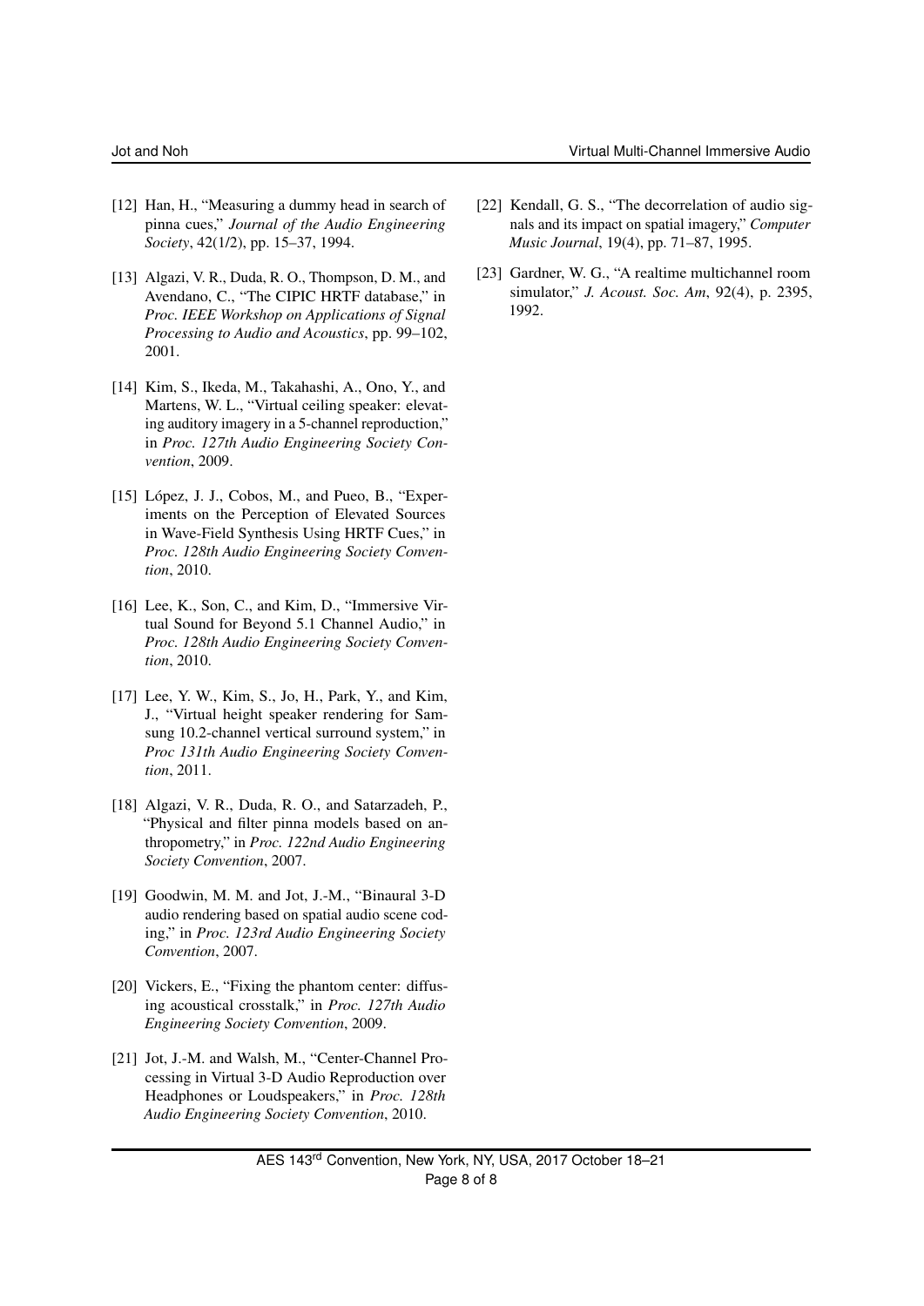[12] Han, H., "Measuring a dummy head in search of pinna cues," *Journal of the Audio Engineering Society*, 42(1/2), pp. 15–37, 1994.

[13] Algazi, V. R., Duda, R. O., Thompson, D. M., and Avendano, C., "The CIPIC HRTF database," in *Proc. IEEE Workshop on Applications of Signal Processing to Audio and Acoustics*, pp. 99–102, 2001.

[14] Kim, S., Ikeda, M., Takahashi, A., Ono, Y., and Martens, W. L., "Virtual ceiling speaker: elevating auditory imagery in a 5-channel reproduction," in *Proc. 127th Audio Engineering Society Convention*, 2009.

[15] López, J. J., Cobos, M., and Pueo, B., "Experiments on the Perception of Elevated Sources in Wave-Field Synthesis Using HRTF Cues," in *Proc. 128th Audio Engineering Society Convention*, 2010.

[16] Lee, K., Son, C., and Kim, D., "Immersive Virtual Sound for Beyond 5.1 Channel Audio," in *Proc. 128th Audio Engineering Society Convention*, 2010.

[17] Lee, Y. W., Kim, S., Jo, H., Park, Y., and Kim, J., "Virtual height speaker rendering for Samsung 10.2-channel vertical surround system," in *Proc 131th Audio Engineering Society Convention*, 2011.

[18] Algazi, V. R., Duda, R. O., and Satarzadeh, P., "Physical and filter pinna models based on anthropometry," in *Proc. 122nd Audio Engineering Society Convention*, 2007.

[19] Goodwin, M. M. and Jot, J.-M., "Binaural 3-D audio rendering based on spatial audio scene coding," in *Proc. 123rd Audio Engineering Society Convention*, 2007.

[20] Vickers, E., "Fixing the phantom center: diffusing acoustical crosstalk," in *Proc. 127th Audio Engineering Society Convention*, 2009.

[21] Jot, J.-M. and Walsh, M., "Center-Channel Processing in Virtual 3-D Audio Reproduction over Headphones or Loudspeakers," in *Proc. 128th Audio Engineering Society Convention*, 2010.

[22] Kendall, G. S., "The decorrelation of audio signals and its impact on spatial imagery," *Computer Music Journal*, 19(4), pp. 71–87, 1995.

[23] Gardner, W. G., "A realtime multichannel room simulator," *J. Acoust. Soc. Am*, 92(4), p. 2395, 1992.